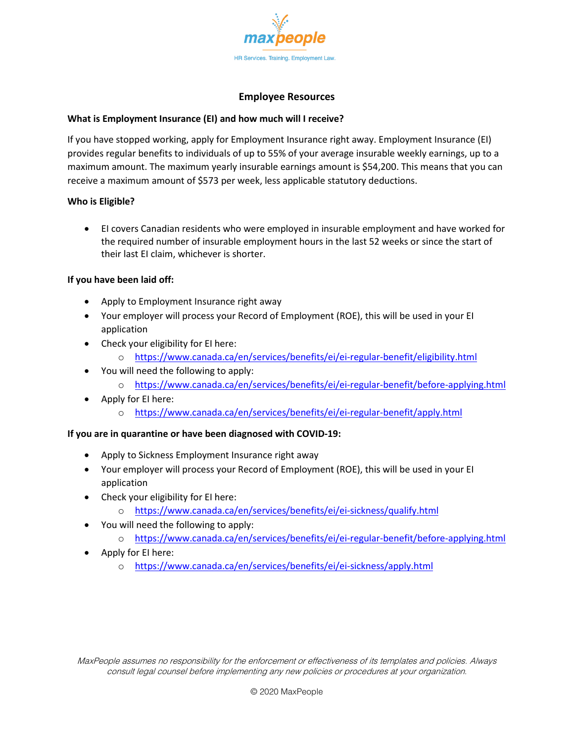maxpeople

HR Services. Training. Employment Law.

# Employee Resources

**What is Employment Insurance (EI) and how much will I receive?**

If you have stopped working, apply for Employment Insurance right away. Employment Insurance (EI) provides regular benefits to individuals of up to 55% of your average insurable weekly earnings, up to a maximum amount. The maximum yearly insurable earnings amount is $54,200. This means that you can receive a maximum amount of $573 per week, less applicable statutory deductions.

**Who is Eligible?**

- EI covers Canadian residents who were employed in insurable employment and have worked for the required number of insurable employment hours in the last 52 weeks or since the start of their last EI claim, whichever is shorter.

**If you have been laid off:**

- Apply to Employment Insurance right away
- Your employer will process your Record of Employment (ROE), this will be used in your EI application
- Check your eligibility for EI here:
  - https://www.canada.ca/en/services/benefits/ei/ei-regular-benefit/eligibility.html
- You will need the following to apply:
  - https://www.canada.ca/en/services/benefits/ei/ei-regular-benefit/before-applying.html
- Apply for EI here:
  - https://www.canada.ca/en/services/benefits/ei/ei-regular-benefit/apply.html

**If you are in quarantine or have been diagnosed with COVID-19:**

- Apply to Sickness Employment Insurance right away
- Your employer will process your Record of Employment (ROE), this will be used in your EI application
- Check your eligibility for EI here:
  - https://www.canada.ca/en/services/benefits/ei/ei-sickness/qualify.html
- You will need the following to apply:
  - https://www.canada.ca/en/services/benefits/ei/ei-regular-benefit/before-applying.html
- Apply for EI here:
  - https://www.canada.ca/en/services/benefits/ei/ei-sickness/apply.html

*MaxPeople assumes no responsibility for the enforcement or effectiveness of its templates and policies. Always consult legal counsel before implementing any new policies or procedures at your organization.*

© 2020 MaxPeople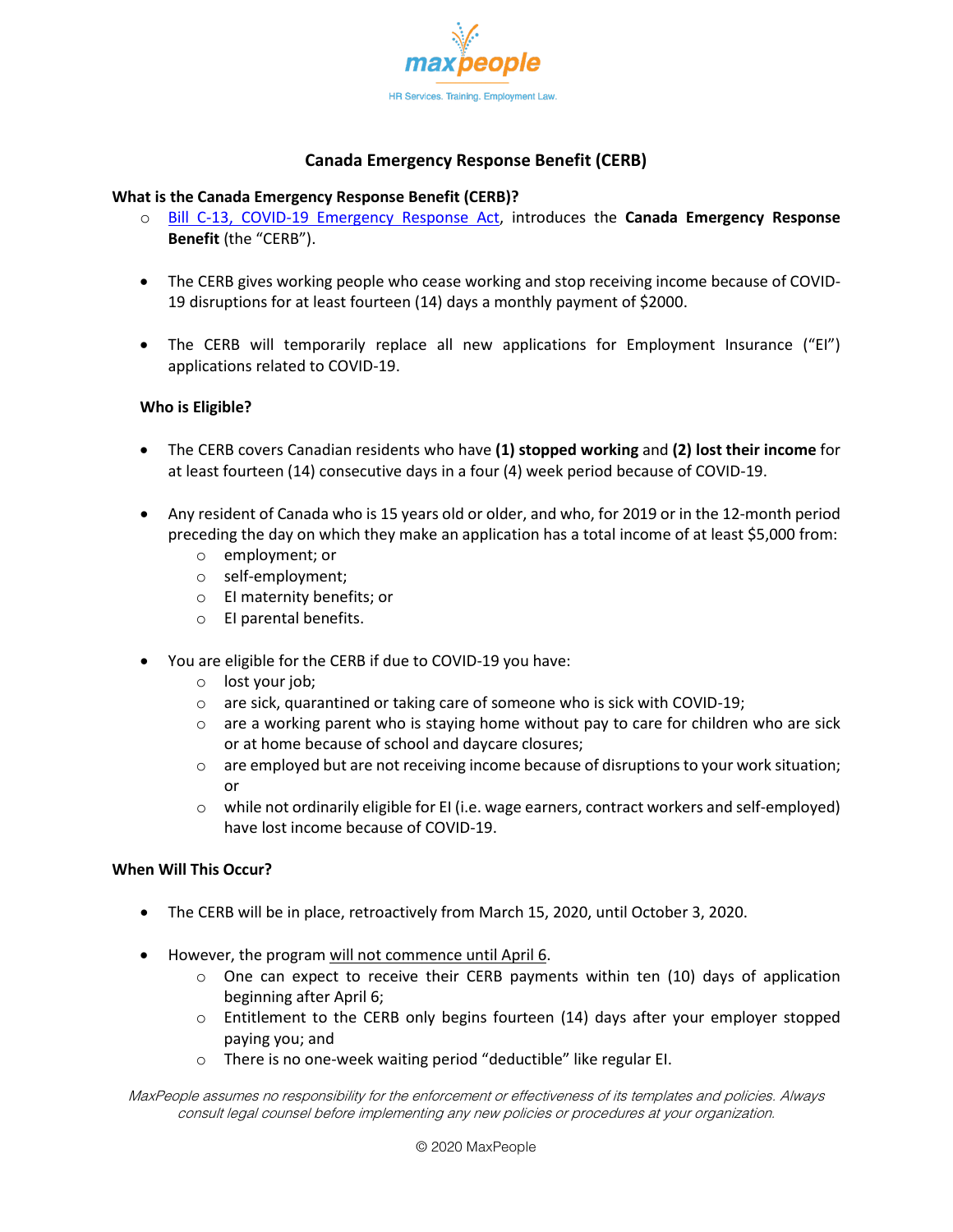max people

HR Services. Training. Employment Law.

## Canada Emergency Response Benefit (CERB)

### What is the Canada Emergency Response Benefit (CERB)?

- Bill C-13, COVID-19 Emergency Response Act, introduces the **Canada Emergency Response Benefit** (the "CERB").

- The CERB gives working people who cease working and stop receiving income because of COVID-19 disruptions for at least fourteen (14) days a monthly payment of $2000.

- The CERB will temporarily replace all new applications for Employment Insurance ("EI") applications related to COVID-19.

### Who is Eligible?

- The CERB covers Canadian residents who have **(1) stopped working** and **(2) lost their income** for at least fourteen (14) consecutive days in a four (4) week period because of COVID-19.

- Any resident of Canada who is 15 years old or older, and who, for 2019 or in the 12-month period preceding the day on which they make an application has a total income of at least $5,000 from:
  - employment; or
  - self-employment;
  - EI maternity benefits; or
  - EI parental benefits.

- You are eligible for the CERB if due to COVID-19 you have:
  - lost your job;
  - are sick, quarantined or taking care of someone who is sick with COVID-19;
  - are a working parent who is staying home without pay to care for children who are sick or at home because of school and daycare closures;
  - are employed but are not receiving income because of disruptions to your work situation; or
  - while not ordinarily eligible for EI (i.e. wage earners, contract workers and self-employed) have lost income because of COVID-19.

### When Will This Occur?

- The CERB will be in place, retroactively from March 15, 2020, until October 3, 2020.

- However, the program will not commence until April 6.
  - One can expect to receive their CERB payments within ten (10) days of application beginning after April 6;
  - Entitlement to the CERB only begins fourteen (14) days after your employer stopped paying you; and
  - There is no one-week waiting period "deductible" like regular EI.

*MaxPeople assumes no responsibility for the enforcement or effectiveness of its templates and policies. Always consult legal counsel before implementing any new policies or procedures at your organization.*

© 2020 MaxPeople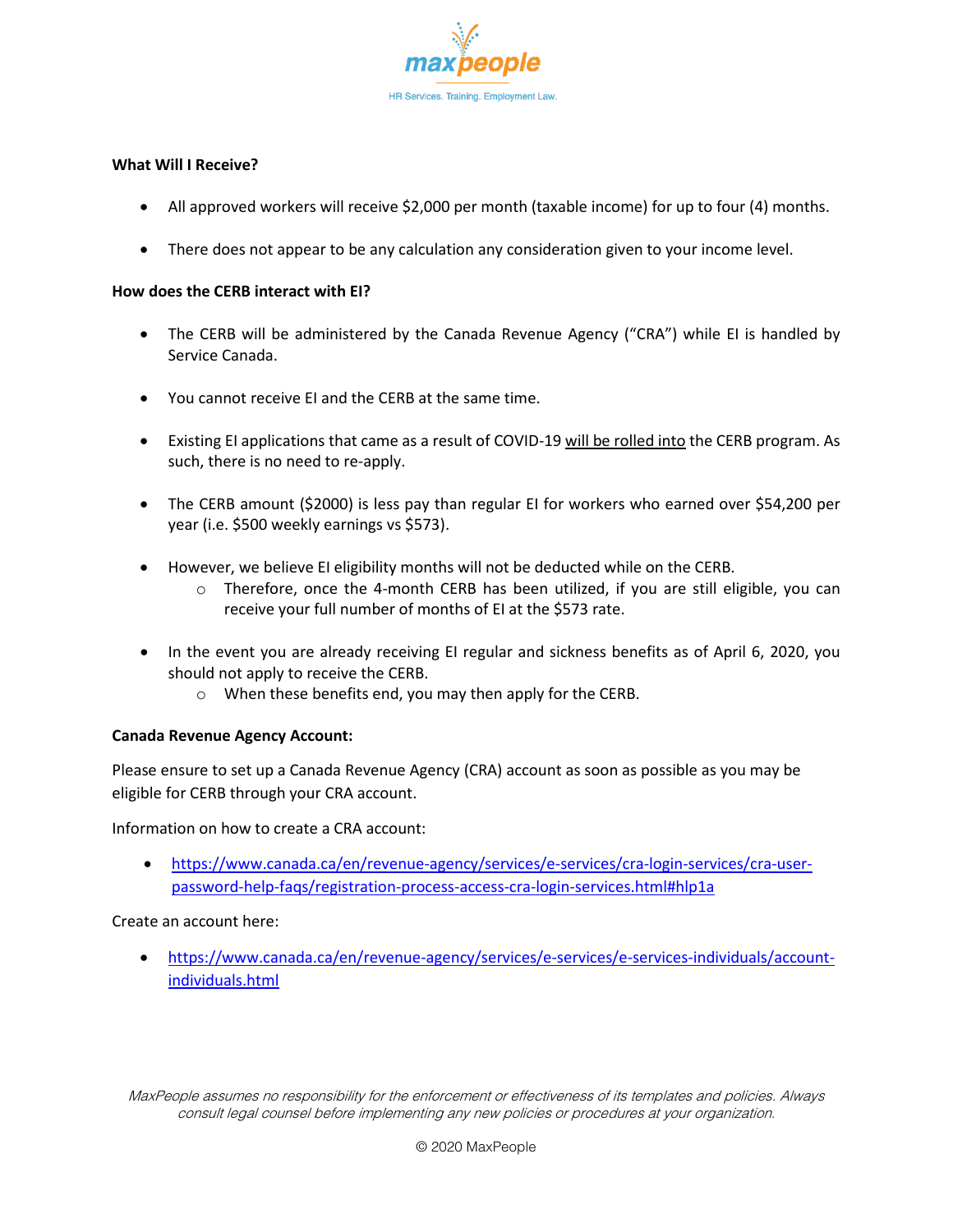**What Will I Receive?**

- All approved workers will receive $2,000 per month (taxable income) for up to four (4) months.
- There does not appear to be any calculation any consideration given to your income level.

**How does the CERB interact with EI?**

- The CERB will be administered by the Canada Revenue Agency ("CRA") while EI is handled by Service Canada.
- You cannot receive EI and the CERB at the same time.
- Existing EI applications that came as a result of COVID-19 will be rolled into the CERB program. As such, there is no need to re-apply.
- The CERB amount ($2000) is less pay than regular EI for workers who earned over $54,200 per year (i.e. $500 weekly earnings vs $573).
- However, we believe EI eligibility months will not be deducted while on the CERB.
    - Therefore, once the 4-month CERB has been utilized, if you are still eligible, you can receive your full number of months of EI at the $573 rate.
- In the event you are already receiving EI regular and sickness benefits as of April 6, 2020, you should not apply to receive the CERB.
    - When these benefits end, you may then apply for the CERB.

**Canada Revenue Agency Account:**

Please ensure to set up a Canada Revenue Agency (CRA) account as soon as possible as you may be eligible for CERB through your CRA account.

Information on how to create a CRA account:

- https://www.canada.ca/en/revenue-agency/services/e-services/cra-login-services/cra-user-password-help-faqs/registration-process-access-cra-login-services.html#hlp1a

Create an account here:

- https://www.canada.ca/en/revenue-agency/services/e-services/e-services-individuals/account-individuals.html

*MaxPeople assumes no responsibility for the enforcement or effectiveness of its templates and policies. Always consult legal counsel before implementing any new policies or procedures at your organization.*

© 2020 MaxPeople